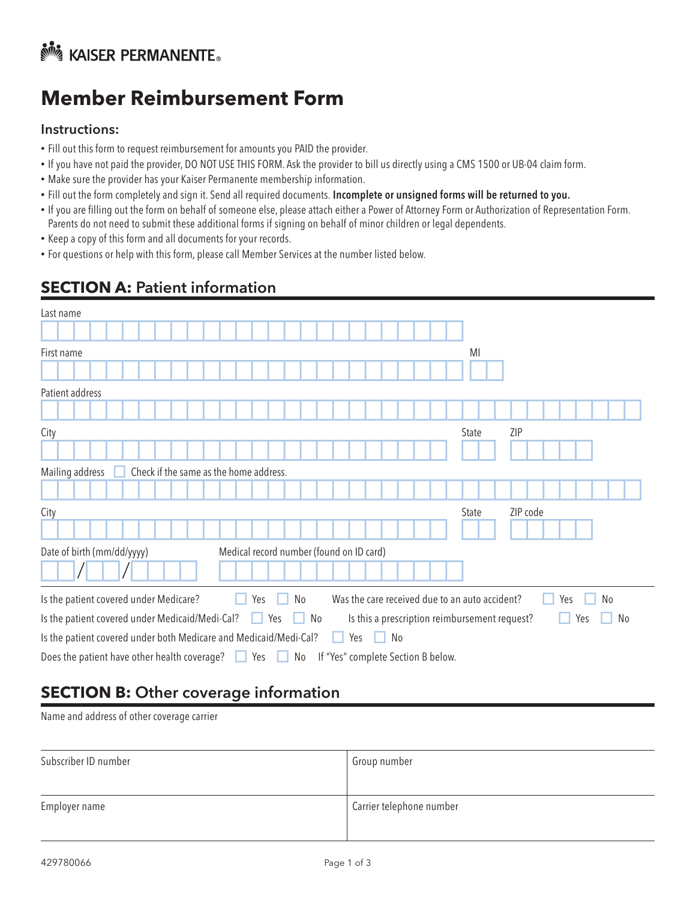KAISER PERMANENTE®

# Member Reimbursement Form

### Instructions:

- Fill out this form to request reimbursement for amounts you PAID the provider.
- If you have not paid the provider, DO NOT USE THIS FORM. Ask the provider to bill us directly using a CMS 1500 or UB-04 claim form.
- Make sure the provider has your Kaiser Permanente membership information.
- Fill out the form completely and sign it. Send all required documents. **Incomplete or unsigned forms will be returned to you.**
- If you are filling out the form on behalf of someone else, please attach either a Power of Attorney Form or Authorization of Representation Form. Parents do not need to submit these additional forms if signing on behalf of minor children or legal dependents.
- Keep a copy of this form and all documents for your records.
- For questions or help with this form, please call Member Services at the number listed below.

## SECTION A: Patient information

Last name

First name | MI

Patient address

City | State | ZIP

Mailing address ☐ Check if the same as the home address.

City | State | ZIP code

Date of birth (mm/dd/yyyy) \_\_/\_\_/\_\_\_\_ | Medical record number (found on ID card)

Is the patient covered under Medicare? ☐ Yes ☐ No

Was the care received due to an auto accident? ☐ Yes ☐ No

Is the patient covered under Medicaid/Medi-Cal? ☐ Yes ☐ No

Is this a prescription reimbursement request? ☐ Yes ☐ No

Is the patient covered under both Medicare and Medicaid/Medi-Cal? ☐ Yes ☐ No

Does the patient have other health coverage? ☐ Yes ☐ No If "Yes" complete Section B below.

## SECTION B: Other coverage information

Name and address of other coverage carrier

| Subscriber ID number | Group number |
|---|---|
| Employer name | Carrier telephone number |

429780066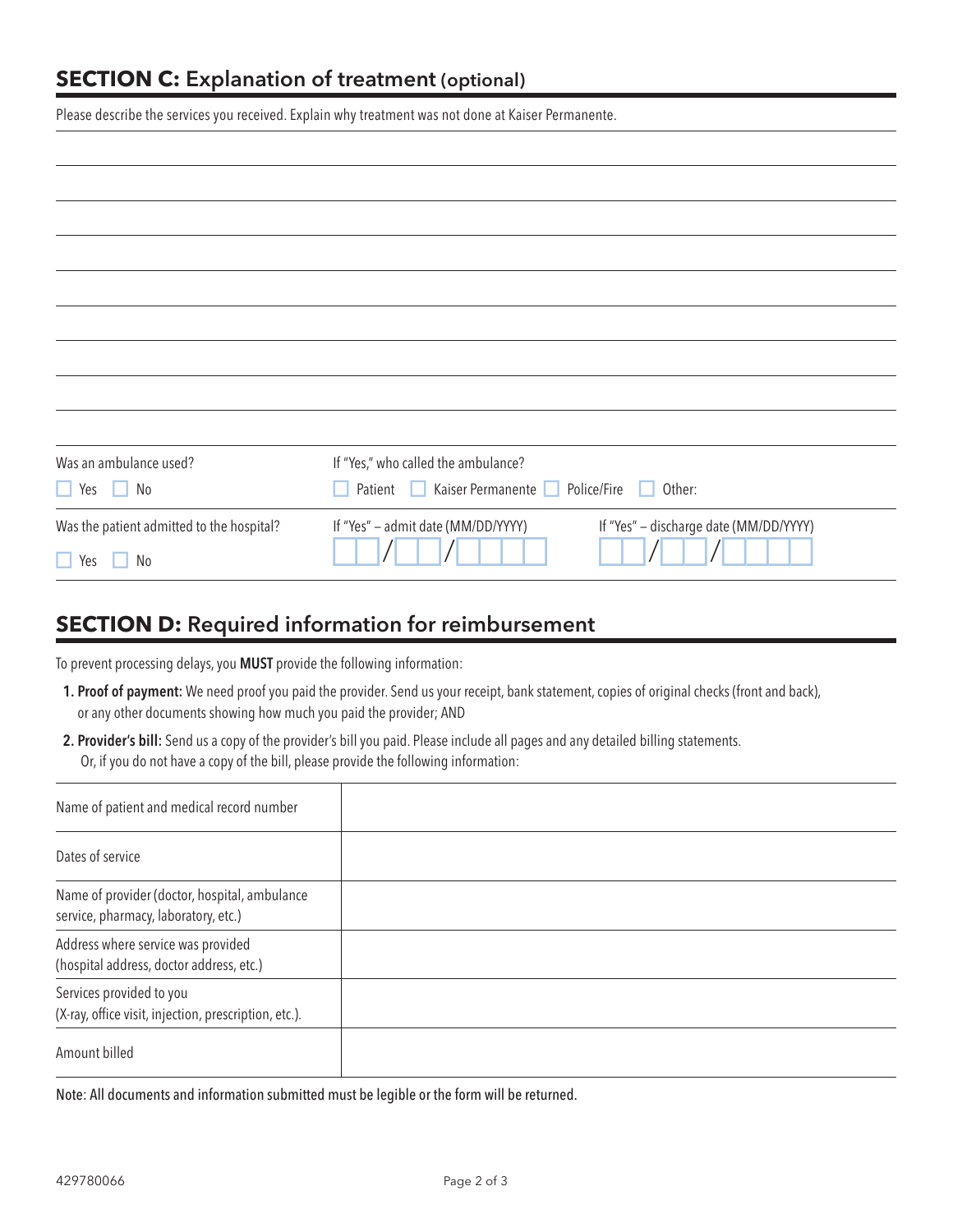## SECTION C: Explanation of treatment (optional)

Please describe the services you received. Explain why treatment was not done at Kaiser Permanente.

| Was an ambulance used? | If "Yes," who called the ambulance? | |
|---|---|---|
| ☐ Yes ☐ No | ☐ Patient ☐ Kaiser Permanente ☐ Police/Fire ☐ Other: | |
| Was the patient admitted to the hospital? | If "Yes" – admit date (MM/DD/YYYY) | If "Yes" – discharge date (MM/DD/YYYY) |
| ☐ Yes ☐ No | \_\_/\_\_/\_\_\_\_ | \_\_/\_\_/\_\_\_\_ |

## SECTION D: Required information for reimbursement

To prevent processing delays, you **MUST** provide the following information:

1. **Proof of payment:** We need proof you paid the provider. Send us your receipt, bank statement, copies of original checks (front and back), or any other documents showing how much you paid the provider; AND
2. **Provider's bill:** Send us a copy of the provider's bill you paid. Please include all pages and any detailed billing statements. Or, if you do not have a copy of the bill, please provide the following information:

| | |
|---|---|
| Name of patient and medical record number | |
| Dates of service | |
| Name of provider (doctor, hospital, ambulance service, pharmacy, laboratory, etc.) | |
| Address where service was provided (hospital address, doctor address, etc.) | |
| Services provided to you (X-ray, office visit, injection, prescription, etc.). | |
| Amount billed | |

Note: All documents and information submitted must be legible or the form will be returned.

429780066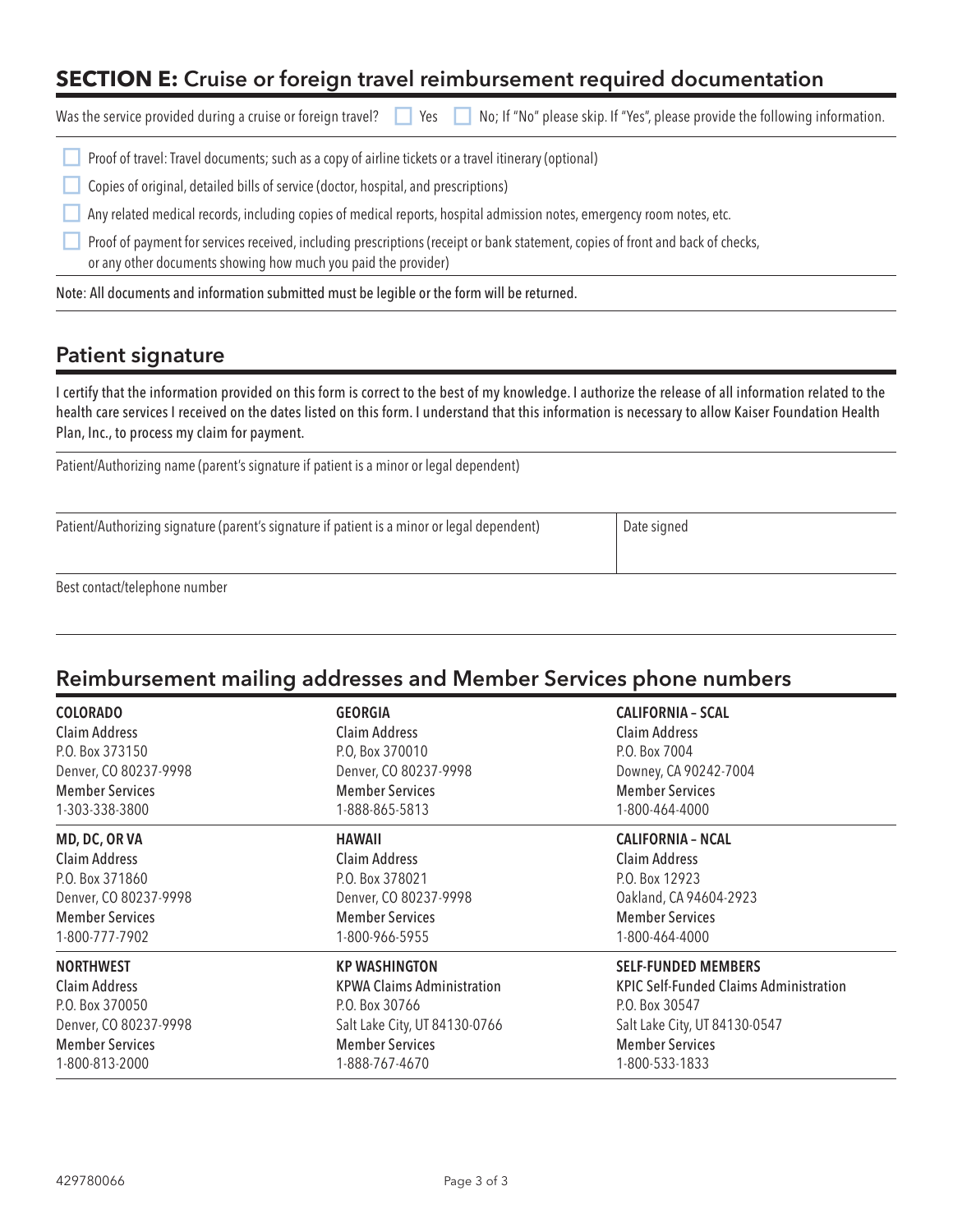## SECTION E: Cruise or foreign travel reimbursement required documentation

Was the service provided during a cruise or foreign travel? ☐ Yes ☐ No; If "No" please skip. If "Yes", please provide the following information.

- ☐ Proof of travel: Travel documents; such as a copy of airline tickets or a travel itinerary (optional)
- ☐ Copies of original, detailed bills of service (doctor, hospital, and prescriptions)
- ☐ Any related medical records, including copies of medical reports, hospital admission notes, emergency room notes, etc.
- ☐ Proof of payment for services received, including prescriptions (receipt or bank statement, copies of front and back of checks, or any other documents showing how much you paid the provider)

Note: All documents and information submitted must be legible or the form will be returned.

## Patient signature

I certify that the information provided on this form is correct to the best of my knowledge. I authorize the release of all information related to the health care services I received on the dates listed on this form. I understand that this information is necessary to allow Kaiser Foundation Health Plan, Inc., to process my claim for payment.

Patient/Authorizing name (parent's signature if patient is a minor or legal dependent)

| Patient/Authorizing signature (parent's signature if patient is a minor or legal dependent) | Date signed |
|---|---|
| | |

Best contact/telephone number

## Reimbursement mailing addresses and Member Services phone numbers

| | | |
|---|---|---|
| **COLORADO**<br>Claim Address<br>P.O. Box 373150<br>Denver, CO 80237-9998<br>Member Services<br>1-303-338-3800 | **GEORGIA**<br>Claim Address<br>P.O, Box 370010<br>Denver, CO 80237-9998<br>Member Services<br>1-888-865-5813 | **CALIFORNIA – SCAL**<br>Claim Address<br>P.O. Box 7004<br>Downey, CA 90242-7004<br>Member Services<br>1-800-464-4000 |
| **MD, DC, OR VA**<br>Claim Address<br>P.O. Box 371860<br>Denver, CO 80237-9998<br>Member Services<br>1-800-777-7902 | **HAWAII**<br>Claim Address<br>P.O. Box 378021<br>Denver, CO 80237-9998<br>Member Services<br>1-800-966-5955 | **CALIFORNIA – NCAL**<br>Claim Address<br>P.O. Box 12923<br>Oakland, CA 94604-2923<br>Member Services<br>1-800-464-4000 |
| **NORTHWEST**<br>Claim Address<br>P.O. Box 370050<br>Denver, CO 80237-9998<br>Member Services<br>1-800-813-2000 | **KP WASHINGTON**<br>KPWA Claims Administration<br>P.O. Box 30766<br>Salt Lake City, UT 84130-0766<br>Member Services<br>1-888-767-4670 | **SELF-FUNDED MEMBERS**<br>KPIC Self-Funded Claims Administration<br>P.O. Box 30547<br>Salt Lake City, UT 84130-0547<br>Member Services<br>1-800-533-1833 |

429780066